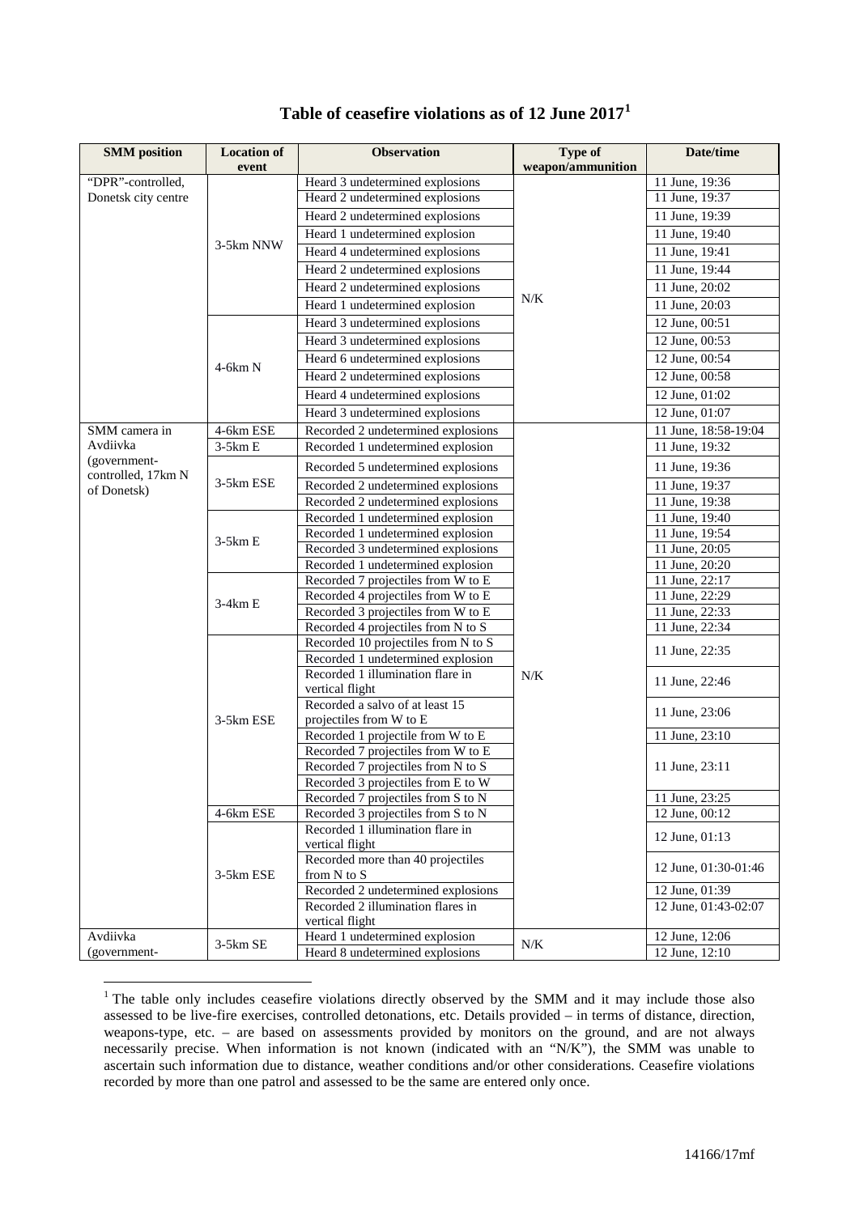## Table of ceasefire violations as of 12 June 2017[1]

| SMM position | Location of event | Observation | Type of weapon/ammunition | Date/time |
|---|---|---|---|---|
| "DPR"-controlled, Donetsk city centre | 3-5km NNW | Heard 3 undetermined explosions | N/K | 11 June, 19:36 |
| | | Heard 2 undetermined explosions | | 11 June, 19:37 |
| | | Heard 2 undetermined explosions | | 11 June, 19:39 |
| | | Heard 1 undetermined explosion | | 11 June, 19:40 |
| | | Heard 4 undetermined explosions | | 11 June, 19:41 |
| | | Heard 2 undetermined explosions | | 11 June, 19:44 |
| | | Heard 2 undetermined explosions | | 11 June, 20:02 |
| | | Heard 1 undetermined explosion | | 11 June, 20:03 |
| | 4-6km N | Heard 3 undetermined explosions | | 12 June, 00:51 |
| | | Heard 3 undetermined explosions | | 12 June, 00:53 |
| | | Heard 6 undetermined explosions | | 12 June, 00:54 |
| | | Heard 2 undetermined explosions | | 12 June, 00:58 |
| | | Heard 4 undetermined explosions | | 12 June, 01:02 |
| | | Heard 3 undetermined explosions | | 12 June, 01:07 |
| SMM camera in Avdiivka (government-controlled, 17km N of Donetsk) | 4-6km ESE | Recorded 2 undetermined explosions | N/K | 11 June, 18:58-19:04 |
| | 3-5km E | Recorded 1 undetermined explosion | | 11 June, 19:32 |
| | 3-5km ESE | Recorded 5 undetermined explosions | | 11 June, 19:36 |
| | | Recorded 2 undetermined explosions | | 11 June, 19:37 |
| | | Recorded 2 undetermined explosions | | 11 June, 19:38 |
| | 3-5km E | Recorded 1 undetermined explosion | | 11 June, 19:40 |
| | | Recorded 1 undetermined explosion | | 11 June, 19:54 |
| | | Recorded 3 undetermined explosions | | 11 June, 20:05 |
| | | Recorded 1 undetermined explosion | | 11 June, 20:20 |
| | 3-4km E | Recorded 7 projectiles from W to E | | 11 June, 22:17 |
| | | Recorded 4 projectiles from W to E | | 11 June, 22:29 |
| | | Recorded 3 projectiles from W to E | | 11 June, 22:33 |
| | | Recorded 4 projectiles from N to S | | 11 June, 22:34 |
| | 3-5km ESE | Recorded 10 projectiles from N to S | | 11 June, 22:35 |
| | | Recorded 1 undetermined explosion | | |
| | | Recorded 1 illumination flare in vertical flight | | 11 June, 22:46 |
| | | Recorded a salvo of at least 15 projectiles from W to E | | 11 June, 23:06 |
| | | Recorded 1 projectile from W to E | | 11 June, 23:10 |
| | | Recorded 7 projectiles from W to E | | 11 June, 23:11 |
| | | Recorded 7 projectiles from N to S | | |
| | | Recorded 3 projectiles from E to W | | |
| | | Recorded 7 projectiles from S to N | | 11 June, 23:25 |
| | 4-6km ESE | Recorded 3 projectiles from S to N | | 12 June, 00:12 |
| | 3-5km ESE | Recorded 1 illumination flare in vertical flight | | 12 June, 01:13 |
| | | Recorded more than 40 projectiles from N to S | | 12 June, 01:30-01:46 |
| | | Recorded 2 undetermined explosions | | 12 June, 01:39 |
| | | Recorded 2 illumination flares in vertical flight | | 12 June, 01:43-02:07 |
| Avdiivka (government- | 3-5km SE | Heard 1 undetermined explosion | N/K | 12 June, 12:06 |
| | | Heard 8 undetermined explosions | | 12 June, 12:10 |

[1] The table only includes ceasefire violations directly observed by the SMM and it may include those also assessed to be live-fire exercises, controlled detonations, etc. Details provided – in terms of distance, direction, weapons-type, etc. – are based on assessments provided by monitors on the ground, and are not always necessarily precise. When information is not known (indicated with an "N/K"), the SMM was unable to ascertain such information due to distance, weather conditions and/or other considerations. Ceasefire violations recorded by more than one patrol and assessed to be the same are entered only once.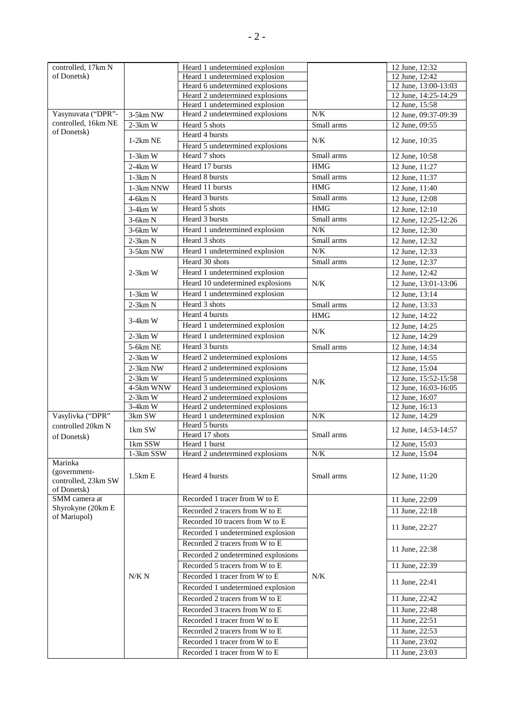| | | | | |
|---|---|---|---|---|
| controlled, 17km N of Donetsk) | | Heard 1 undetermined explosion | | 12 June, 12:32 |
| | | Heard 1 undetermined explosion | | 12 June, 12:42 |
| | | Heard 6 undetermined explosions | | 12 June, 13:00-13:03 |
| | | Heard 2 undetermined explosions | | 12 June, 14:25-14:29 |
| | | Heard 1 undetermined explosion | | 12 June, 15:58 |
| Yasynuvata ("DPR"-controlled, 16km NE of Donetsk) | 3-5km NW | Heard 2 undetermined explosions | N/K | 12 June, 09:37-09:39 |
| | 2-3km W | Heard 5 shots | Small arms | 12 June, 09:55 |
| | 1-2km NE | Heard 4 bursts | N/K | 12 June, 10:35 |
| | | Heard 5 undetermined explosions | | |
| | 1-3km W | Heard 7 shots | Small arms | 12 June, 10:58 |
| | 2-4km W | Heard 17 bursts | HMG | 12 June, 11:27 |
| | 1-3km N | Heard 8 bursts | Small arms | 12 June, 11:37 |
| | 1-3km NNW | Heard 11 bursts | HMG | 12 June, 11:40 |
| | 4-6km N | Heard 3 bursts | Small arms | 12 June, 12:08 |
| | 3-4km W | Heard 5 shots | HMG | 12 June, 12:10 |
| | 3-6km N | Heard 3 bursts | Small arms | 12 June, 12:25-12:26 |
| | 3-6km W | Heard 1 undetermined explosion | N/K | 12 June, 12:30 |
| | 2-3km N | Heard 3 shots | Small arms | 12 June, 12:32 |
| | 3-5km NW | Heard 1 undetermined explosion | N/K | 12 June, 12:33 |
| | 2-3km W | Heard 30 shots | Small arms | 12 June, 12:37 |
| | | Heard 1 undetermined explosion | N/K | 12 June, 12:42 |
| | | Heard 10 undetermined explosions | | 12 June, 13:01-13:06 |
| | 1-3km W | Heard 1 undetermined explosion | | 12 June, 13:14 |
| | 2-3km N | Heard 3 shots | Small arms | 12 June, 13:33 |
| | 3-4km W | Heard 4 bursts | HMG | 12 June, 14:22 |
| | | Heard 1 undetermined explosion | N/K | 12 June, 14:25 |
| | 2-3km W | Heard 1 undetermined explosion | | 12 June, 14:29 |
| | 5-6km NE | Heard 3 bursts | Small arms | 12 June, 14:34 |
| | 2-3km W | Heard 2 undetermined explosions | N/K | 12 June, 14:55 |
| | 2-3km NW | Heard 2 undetermined explosions | | 12 June, 15:04 |
| | 2-3km W | Heard 5 undetermined explosions | | 12 June, 15:52-15:58 |
| | 4-5km WNW | Heard 3 undetermined explosions | | 12 June, 16:03-16:05 |
| | 2-3km W | Heard 2 undetermined explosions | | 12 June, 16:07 |
| | 3-4km W | Heard 2 undetermined explosions | | 12 June, 16:13 |
| Vasylivka ("DPR" controlled 20km N of Donetsk) | 3km SW | Heard 1 undetermined explosion | N/K | 12 June, 14:29 |
| | 1km SW | Heard 5 bursts | Small arms | 12 June, 14:53-14:57 |
| | | Heard 17 shots | | |
| | 1km SSW | Heard 1 burst | | 12 June, 15:03 |
| | 1-3km SSW | Heard 2 undetermined explosions | N/K | 12 June, 15:04 |
| Marinka (government-controlled, 23km SW of Donetsk) | 1.5km E | Heard 4 bursts | Small arms | 12 June, 11:20 |
| SMM camera at Shyrokyne (20km E of Mariupol) | N/K N | Recorded 1 tracer from W to E | N/K | 11 June, 22:09 |
| | | Recorded 2 tracers from W to E | | 11 June, 22:18 |
| | | Recorded 10 tracers from W to E | | 11 June, 22:27 |
| | | Recorded 1 undetermined explosion | | |
| | | Recorded 2 tracers from W to E | | 11 June, 22:38 |
| | | Recorded 2 undetermined explosions | | |
| | | Recorded 5 tracers from W to E | | 11 June, 22:39 |
| | | Recorded 1 tracer from W to E | | 11 June, 22:41 |
| | | Recorded 1 undetermined explosion | | |
| | | Recorded 2 tracers from W to E | | 11 June, 22:42 |
| | | Recorded 3 tracers from W to E | | 11 June, 22:48 |
| | | Recorded 1 tracer from W to E | | 11 June, 22:51 |
| | | Recorded 2 tracers from W to E | | 11 June, 22:53 |
| | | Recorded 1 tracer from W to E | | 11 June, 23:02 |
| | | Recorded 1 tracer from W to E | | 11 June, 23:03 |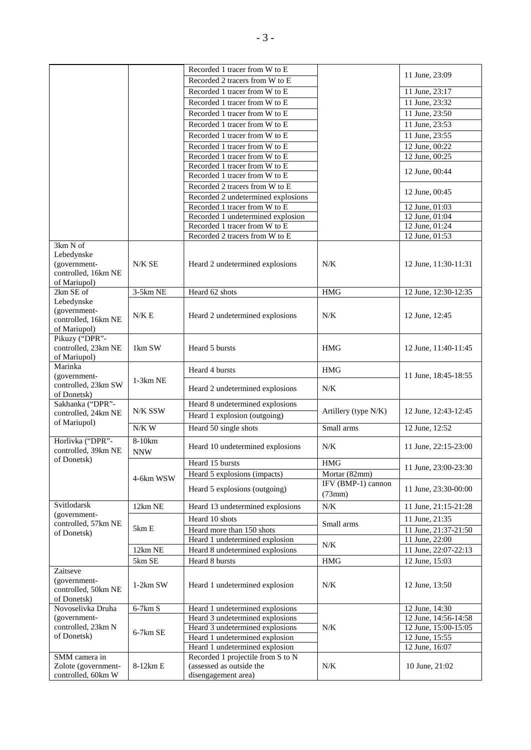| | | | | |
|---|---|---|---|---|
| | | Recorded 1 tracer from W to E | | 11 June, 23:09 |
| | | Recorded 2 tracers from W to E | | |
| | | Recorded 1 tracer from W to E | | 11 June, 23:17 |
| | | Recorded 1 tracer from W to E | | 11 June, 23:32 |
| | | Recorded 1 tracer from W to E | | 11 June, 23:50 |
| | | Recorded 1 tracer from W to E | | 11 June, 23:53 |
| | | Recorded 1 tracer from W to E | | 11 June, 23:55 |
| | | Recorded 1 tracer from W to E | | 12 June, 00:22 |
| | | Recorded 1 tracer from W to E | | 12 June, 00:25 |
| | | Recorded 1 tracer from W to E | | 12 June, 00:44 |
| | | Recorded 1 tracer from W to E | | |
| | | Recorded 2 tracers from W to E | | 12 June, 00:45 |
| | | Recorded 2 undetermined explosions | | |
| | | Recorded 1 tracer from W to E | | 12 June, 01:03 |
| | | Recorded 1 undetermined explosion | | 12 June, 01:04 |
| | | Recorded 1 tracer from W to E | | 12 June, 01:24 |
| | | Recorded 2 tracers from W to E | | 12 June, 01:53 |
| 3km N of Lebedynske (government-controlled, 16km NE of Mariupol) | N/K SE | Heard 2 undetermined explosions | N/K | 12 June, 11:30-11:31 |
| 2km SE of Lebedynske (government-controlled, 16km NE of Mariupol) | 3-5km NE | Heard 62 shots | HMG | 12 June, 12:30-12:35 |
| | N/K E | Heard 2 undetermined explosions | N/K | 12 June, 12:45 |
| Pikuzy ("DPR"-controlled, 23km NE of Mariupol) | 1km SW | Heard 5 bursts | HMG | 12 June, 11:40-11:45 |
| Marinka (government-controlled, 23km SW of Donetsk) | 1-3km NE | Heard 4 bursts | HMG | 11 June, 18:45-18:55 |
| | | Heard 2 undetermined explosions | N/K | |
| Sakhanka ("DPR"-controlled, 24km NE of Mariupol) | N/K SSW | Heard 8 undetermined explosions | Artillery (type N/K) | 12 June, 12:43-12:45 |
| | | Heard 1 explosion (outgoing) | | |
| | N/K W | Heard 50 single shots | Small arms | 12 June, 12:52 |
| Horlivka ("DPR"-controlled, 39km NE of Donetsk) | 8-10km NNW | Heard 10 undetermined explosions | N/K | 11 June, 22:15-23:00 |
| | 4-6km WSW | Heard 15 bursts | HMG | 11 June, 23:00-23:30 |
| | | Heard 5 explosions (impacts) | Mortar (82mm) | |
| | | Heard 5 explosions (outgoing) | IFV (BMP-1) cannon (73mm) | 11 June, 23:30-00:00 |
| Svitlodarsk (government-controlled, 57km NE of Donetsk) | 12km NE | Heard 13 undetermined explosions | N/K | 11 June, 21:15-21:28 |
| | 5km E | Heard 10 shots | Small arms | 11 June, 21:35 |
| | | Heard more than 150 shots | | 11 June, 21:37-21:50 |
| | | Heard 1 undetermined explosion | N/K | 11 June, 22:00 |
| | 12km NE | Heard 8 undetermined explosions | | 11 June, 22:07-22:13 |
| | 5km SE | Heard 8 bursts | HMG | 12 June, 15:03 |
| Zaitseve (government-controlled, 50km NE of Donetsk) | 1-2km SW | Heard 1 undetermined explosion | N/K | 12 June, 13:50 |
| Novoselivka Druha (government-controlled, 23km N of Donetsk) | 6-7km S | Heard 1 undetermined explosions | N/K | 12 June, 14:30 |
| | 6-7km SE | Heard 3 undetermined explosions | | 12 June, 14:56-14:58 |
| | | Heard 3 undetermined explosions | | 12 June, 15:00-15:05 |
| | | Heard 1 undetermined explosion | | 12 June, 15:55 |
| | | Heard 1 undetermined explosion | | 12 June, 16:07 |
| SMM camera in Zolote (government-controlled, 60km W | 8-12km E | Recorded 1 projectile from S to N (assessed as outside the disengagement area) | N/K | 10 June, 21:02 |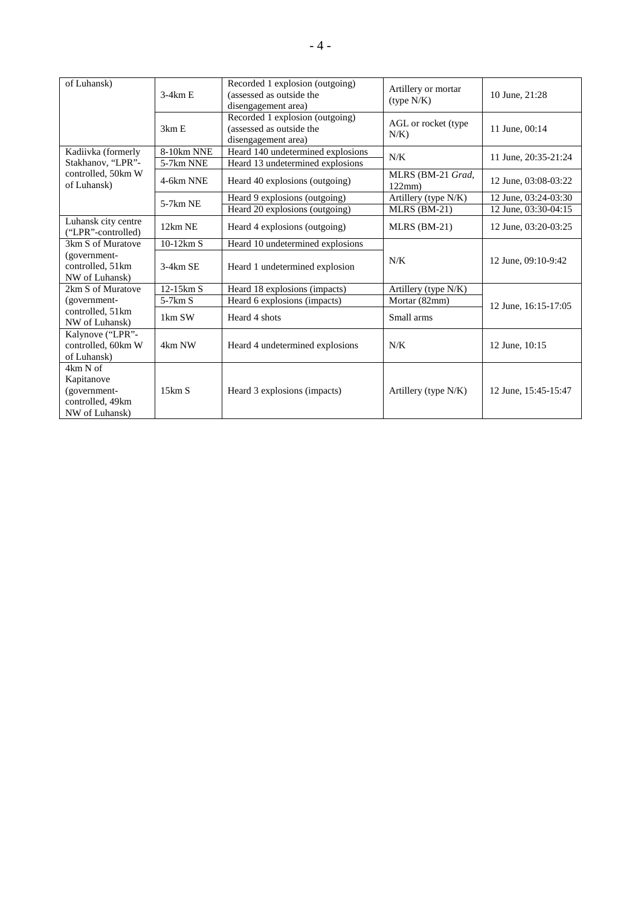| of Luhansk) | 3-4km E | Recorded 1 explosion (outgoing) (assessed as outside the disengagement area) | Artillery or mortar (type N/K) | 10 June, 21:28 |
|---|---|---|---|---|
| | 3km E | Recorded 1 explosion (outgoing) (assessed as outside the disengagement area) | AGL or rocket (type N/K) | 11 June, 00:14 |
| Kadiivka (formerly Stakhanov, "LPR"-controlled, 50km W of Luhansk) | 8-10km NNE | Heard 140 undetermined explosions | N/K | 11 June, 20:35-21:24 |
| | 5-7km NNE | Heard 13 undetermined explosions | | |
| | 4-6km NNE | Heard 40 explosions (outgoing) | MLRS (BM-21 *Grad*, 122mm) | 12 June, 03:08-03:22 |
| | 5-7km NE | Heard 9 explosions (outgoing) | Artillery (type N/K) | 12 June, 03:24-03:30 |
| | | Heard 20 explosions (outgoing) | MLRS (BM-21) | 12 June, 03:30-04:15 |
| Luhansk city centre ("LPR"-controlled) | 12km NE | Heard 4 explosions (outgoing) | MLRS (BM-21) | 12 June, 03:20-03:25 |
| 3km S of Muratove (government-controlled, 51km NW of Luhansk) | 10-12km S | Heard 10 undetermined explosions | N/K | 12 June, 09:10-9:42 |
| | 3-4km SE | Heard 1 undetermined explosion | | |
| 2km S of Muratove (government-controlled, 51km NW of Luhansk) | 12-15km S | Heard 18 explosions (impacts) | Artillery (type N/K) | 12 June, 16:15-17:05 |
| | 5-7km S | Heard 6 explosions (impacts) | Mortar (82mm) | |
| | 1km SW | Heard 4 shots | Small arms | |
| Kalynove ("LPR"-controlled, 60km W of Luhansk) | 4km NW | Heard 4 undetermined explosions | N/K | 12 June, 10:15 |
| 4km N of Kapitanove (government-controlled, 49km NW of Luhansk) | 15km S | Heard 3 explosions (impacts) | Artillery (type N/K) | 12 June, 15:45-15:47 |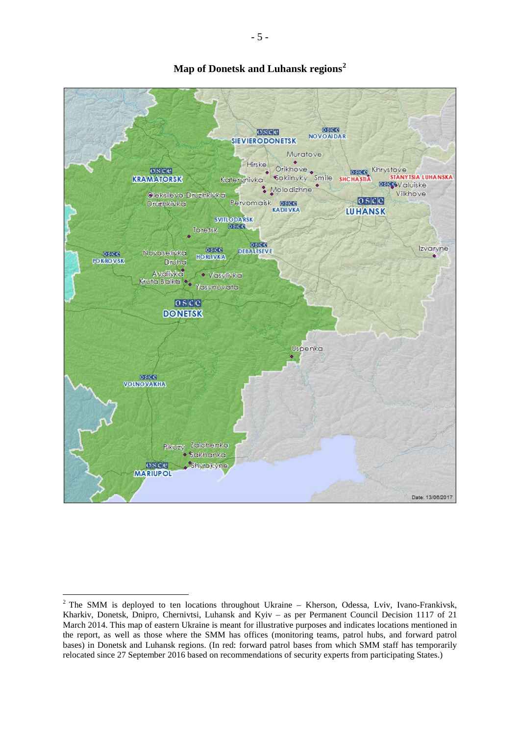## Map of Donetsk and Luhansk regions[2]

OSCE
SIEVIERODONETSK
OSCE
NOVOAIDAR
Muratove
Hirske
Orikhove
Sokilnyky
Smile
OSCE
SHCHASTIA
Khrystove
STANYTSIA LUHANSKA
OSCE
Valuiske
Vilkhove
OSCE
KRAMATORSK
Katerynivka
Molodizhne
Oleksiievo-Druzhkivka
Druzhkivka
Pervomaisk
OSCE
KADIIVKA
OSCE
LUHANSK
SVITLODARSK
OSCE
Toretsk
OSCE
DEBALTSEVE
Izvaryne
OSCE
POKROVSK
Novoselivka
OSCE
HORLIVKA
Druzhba
Avdiivka
Vasylivka
Kruta Balka
Yasynuvata
OSCE
DONETSK
Uspenka
OSCE
VOLNOVAKHA
Pikuzy
Zaichenko
Sakhanka
OSCE
Shyrokyne
MARIUPOL
Date: 13/06/2017

---

[2] The SMM is deployed to ten locations throughout Ukraine – Kherson, Odessa, Lviv, Ivano-Frankivsk, Kharkiv, Donetsk, Dnipro, Chernivtsi, Luhansk and Kyiv – as per Permanent Council Decision 1117 of 21 March 2014. This map of eastern Ukraine is meant for illustrative purposes and indicates locations mentioned in the report, as well as those where the SMM has offices (monitoring teams, patrol hubs, and forward patrol bases) in Donetsk and Luhansk regions. (In red: forward patrol bases from which SMM staff has temporarily relocated since 27 September 2016 based on recommendations of security experts from participating States.)